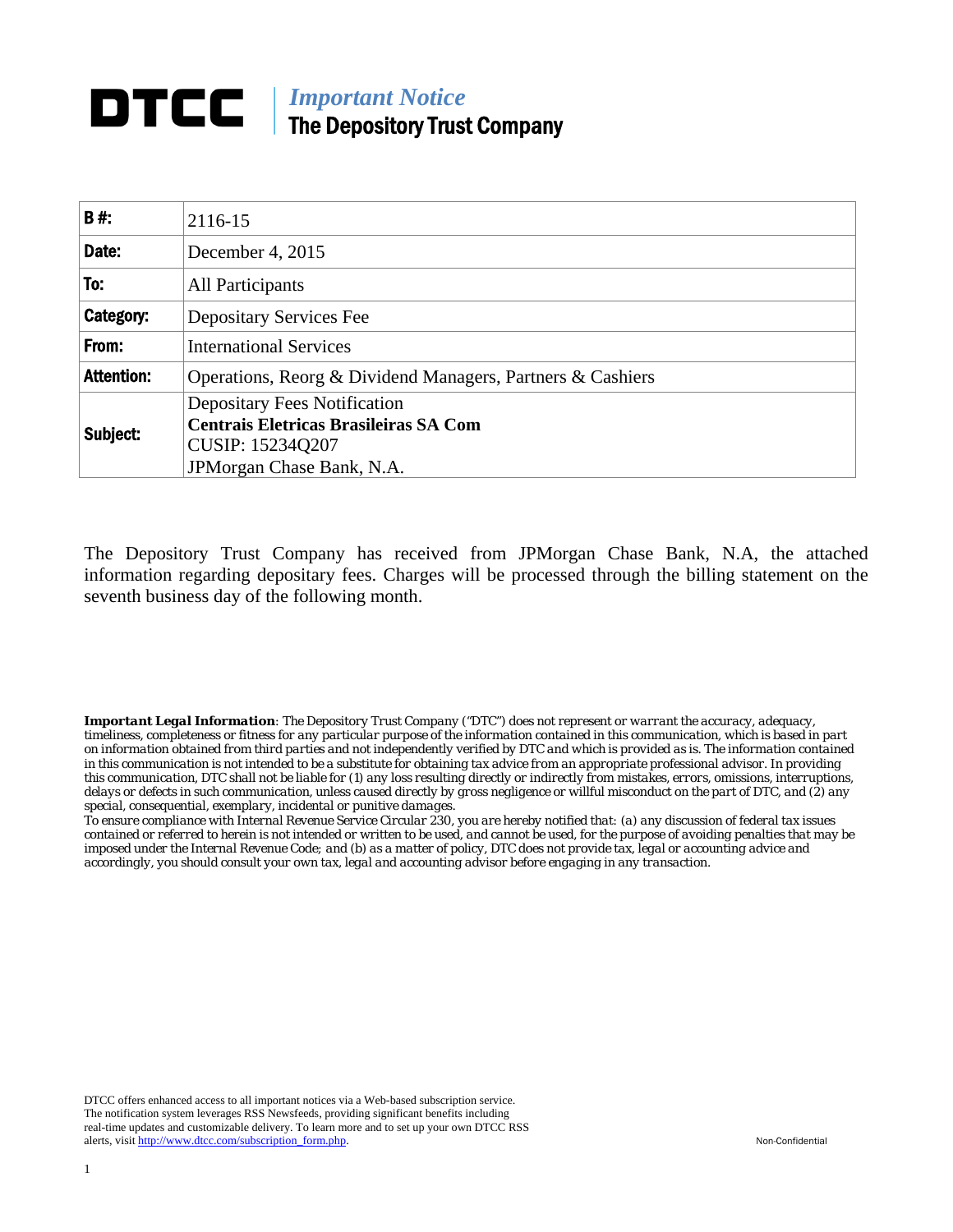# DTCC | *Important Notice*
## The Depository Trust Company

| | |
|---|---|
| **B #:** | 2116-15 |
| **Date:** | December 4, 2015 |
| **To:** | All Participants |
| **Category:** | Depositary Services Fee |
| **From:** | International Services |
| **Attention:** | Operations, Reorg & Dividend Managers, Partners & Cashiers |
| **Subject:** | Depositary Fees Notification<br>**Centrais Eletricas Brasileiras SA Com**<br>CUSIP: 15234Q207<br>JPMorgan Chase Bank, N.A. |

The Depository Trust Company has received from JPMorgan Chase Bank, N.A, the attached information regarding depositary fees. Charges will be processed through the billing statement on the seventh business day of the following month.

***Important Legal Information**: The Depository Trust Company ("DTC") does not represent or warrant the accuracy, adequacy, timeliness, completeness or fitness for any particular purpose of the information contained in this communication, which is based in part on information obtained from third parties and not independently verified by DTC and which is provided as is. The information contained in this communication is not intended to be a substitute for obtaining tax advice from an appropriate professional advisor. In providing this communication, DTC shall not be liable for (1) any loss resulting directly or indirectly from mistakes, errors, omissions, interruptions, delays or defects in such communication, unless caused directly by gross negligence or willful misconduct on the part of DTC, and (2) any special, consequential, exemplary, incidental or punitive damages.*

*To ensure compliance with Internal Revenue Service Circular 230, you are hereby notified that: (a) any discussion of federal tax issues contained or referred to herein is not intended or written to be used, and cannot be used, for the purpose of avoiding penalties that may be imposed under the Internal Revenue Code; and (b) as a matter of policy, DTC does not provide tax, legal or accounting advice and accordingly, you should consult your own tax, legal and accounting advisor before engaging in any transaction.*

DTCC offers enhanced access to all important notices via a Web-based subscription service. The notification system leverages RSS Newsfeeds, providing significant benefits including real-time updates and customizable delivery. To learn more and to set up your own DTCC RSS alerts, visit http://www.dtcc.com/subscription_form.php.

Non-Confidential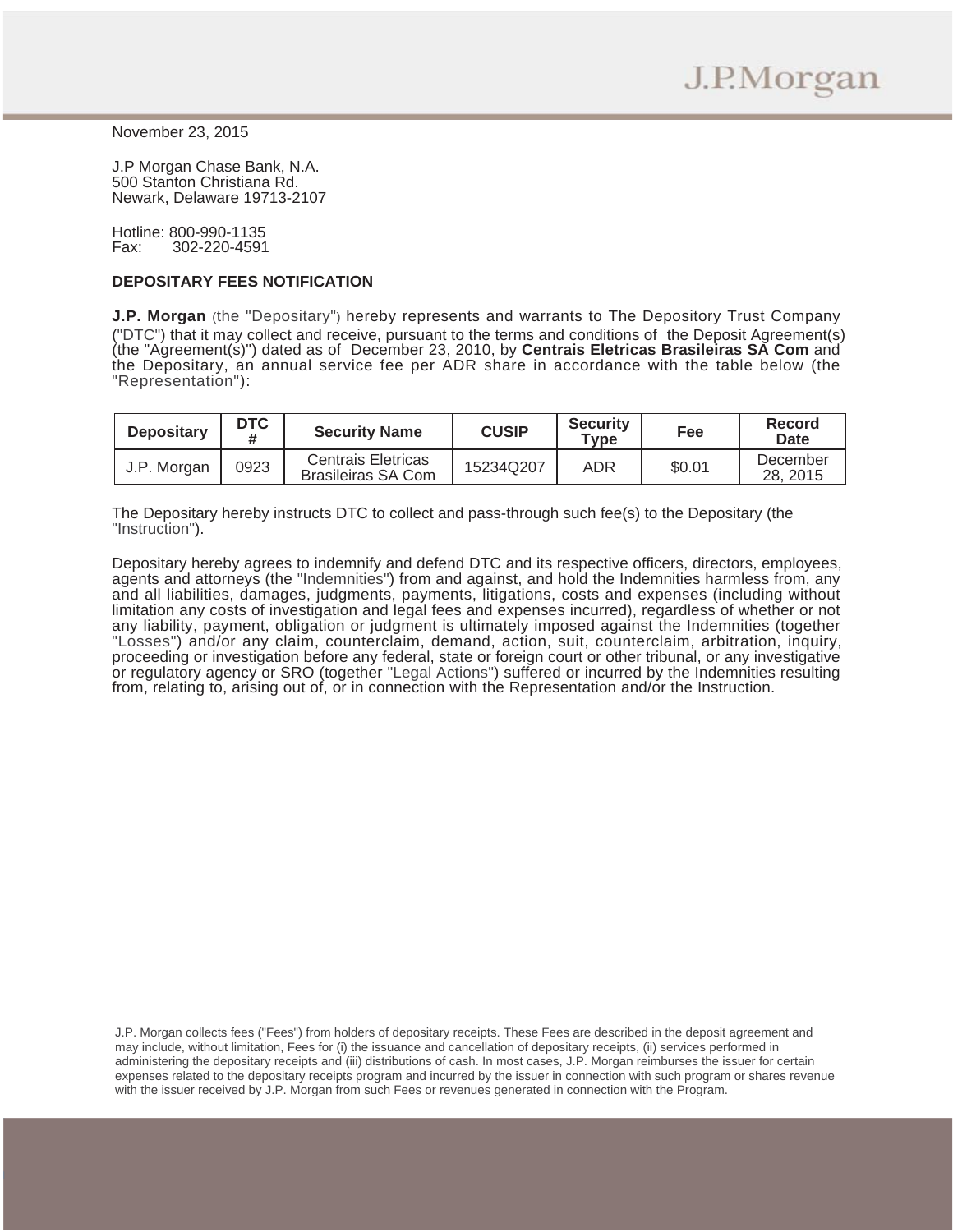November 23, 2015

J.P Morgan Chase Bank, N.A.
500 Stanton Christiana Rd.
Newark, Delaware 19713-2107

Hotline: 800-990-1135
Fax: 302-220-4591

**DEPOSITARY FEES NOTIFICATION**

**J.P. Morgan** (the "Depositary") hereby represents and warrants to The Depository Trust Company ("DTC") that it may collect and receive, pursuant to the terms and conditions of the Deposit Agreement(s) (the "Agreement(s)") dated as of December 23, 2010, by **Centrais Eletricas Brasileiras SA Com** and the Depositary, an annual service fee per ADR share in accordance with the table below (the "Representation"):

| Depositary | DTC # | Security Name | CUSIP | Security Type | Fee | Record Date |
|---|---|---|---|---|---|---|
| J.P. Morgan | 0923 | Centrais Eletricas Brasileiras SA Com | 15234Q207 | ADR | $0.01 | December 28, 2015 |

The Depositary hereby instructs DTC to collect and pass-through such fee(s) to the Depositary (the "Instruction").

Depositary hereby agrees to indemnify and defend DTC and its respective officers, directors, employees, agents and attorneys (the "Indemnities") from and against, and hold the Indemnities harmless from, any and all liabilities, damages, judgments, payments, litigations, costs and expenses (including without limitation any costs of investigation and legal fees and expenses incurred), regardless of whether or not any liability, payment, obligation or judgment is ultimately imposed against the Indemnities (together "Losses") and/or any claim, counterclaim, demand, action, suit, counterclaim, arbitration, inquiry, proceeding or investigation before any federal, state or foreign court or other tribunal, or any investigative or regulatory agency or SRO (together "Legal Actions") suffered or incurred by the Indemnities resulting from, relating to, arising out of, or in connection with the Representation and/or the Instruction.

J.P. Morgan collects fees ("Fees") from holders of depositary receipts. These Fees are described in the deposit agreement and may include, without limitation, Fees for (i) the issuance and cancellation of depositary receipts, (ii) services performed in administering the depositary receipts and (iii) distributions of cash. In most cases, J.P. Morgan reimburses the issuer for certain expenses related to the depositary receipts program and incurred by the issuer in connection with such program or shares revenue with the issuer received by J.P. Morgan from such Fees or revenues generated in connection with the Program.